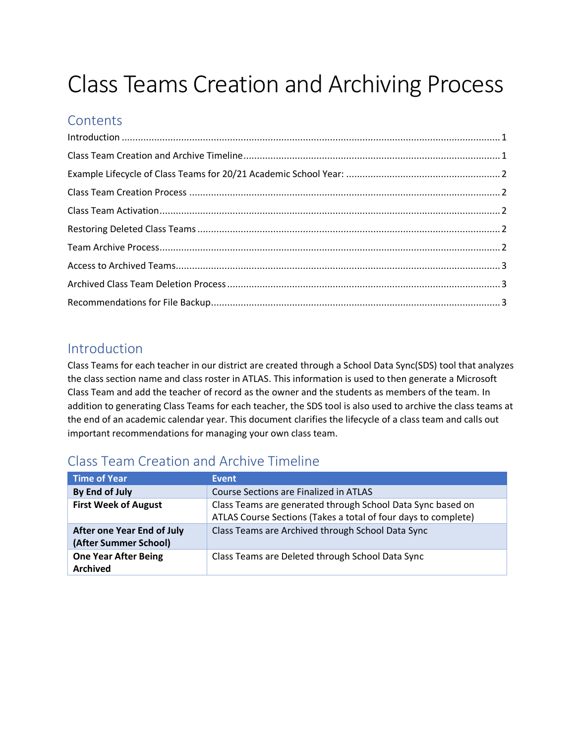# Class Teams Creation and Archiving Process

## Contents

Introduction ........................................................................ 1
Class Team Creation and Archive Timeline ........................................................................ 1
Example Lifecycle of Class Teams for 20/21 Academic School Year: ........................................................................ 2
Class Team Creation Process ........................................................................ 2
Class Team Activation ........................................................................ 2
Restoring Deleted Class Teams ........................................................................ 2
Team Archive Process ........................................................................ 2
Access to Archived Teams ........................................................................ 3
Archived Class Team Deletion Process ........................................................................ 3
Recommendations for File Backup ........................................................................ 3

## Introduction

Class Teams for each teacher in our district are created through a School Data Sync(SDS) tool that analyzes the class section name and class roster in ATLAS. This information is used to then generate a Microsoft Class Team and add the teacher of record as the owner and the students as members of the team. In addition to generating Class Teams for each teacher, the SDS tool is also used to archive the class teams at the end of an academic calendar year. This document clarifies the lifecycle of a class team and calls out important recommendations for managing your own class team.

## Class Team Creation and Archive Timeline

| Time of Year | Event |
|---|---|
| **By End of July** | Course Sections are Finalized in ATLAS |
| **First Week of August** | Class Teams are generated through School Data Sync based on ATLAS Course Sections (Takes a total of four days to complete) |
| **After one Year End of July (After Summer School)** | Class Teams are Archived through School Data Sync |
| **One Year After Being Archived** | Class Teams are Deleted through School Data Sync |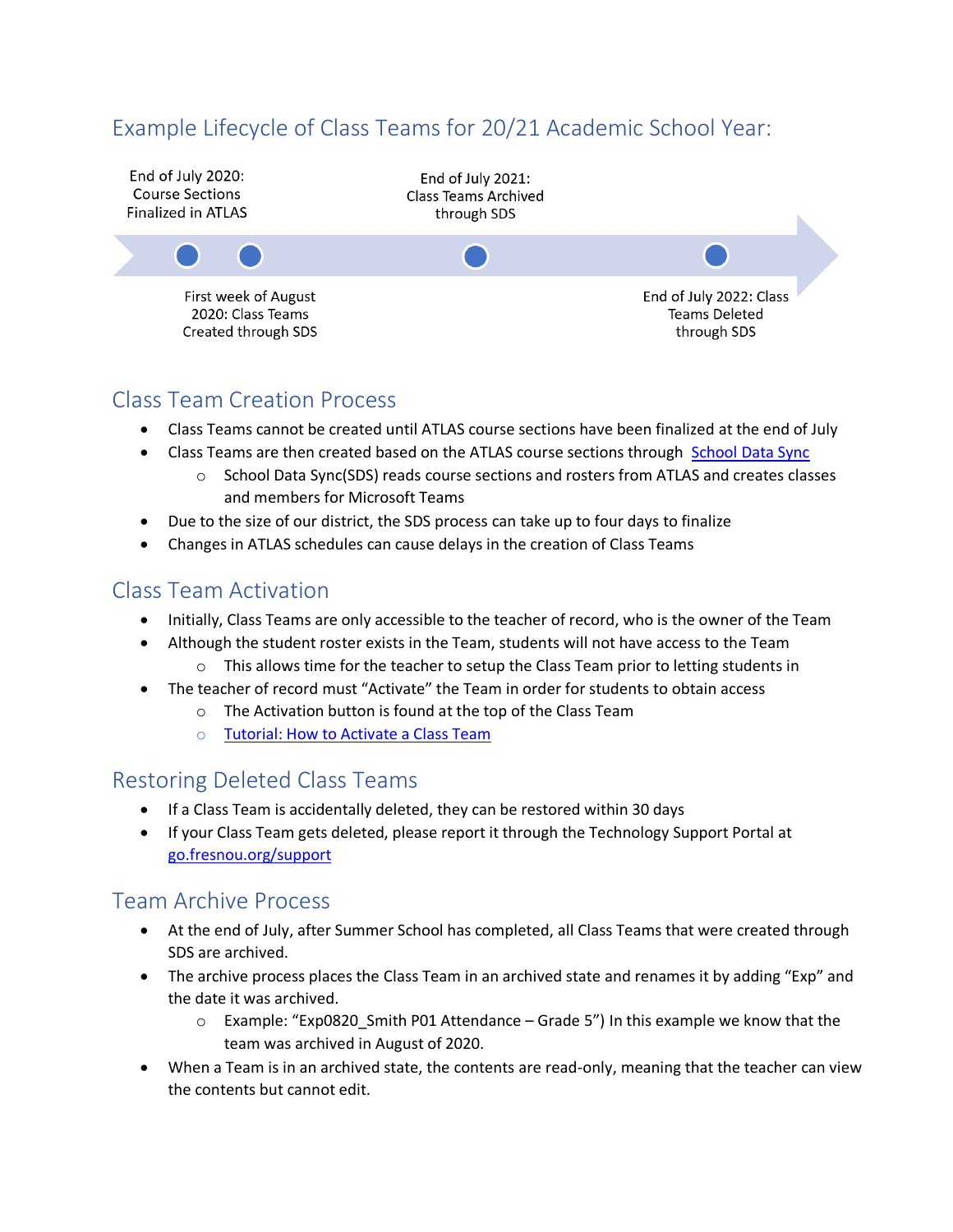## Example Lifecycle of Class Teams for 20/21 Academic School Year:

- End of July 2020: Course Sections Finalized in ATLAS
- First week of August 2020: Class Teams Created through SDS
- End of July 2021: Class Teams Archived through SDS
- End of July 2022: Class Teams Deleted through SDS

## Class Team Creation Process

- Class Teams cannot be created until ATLAS course sections have been finalized at the end of July
- Class Teams are then created based on the ATLAS course sections through [School Data Sync]
  - School Data Sync(SDS) reads course sections and rosters from ATLAS and creates classes and members for Microsoft Teams
- Due to the size of our district, the SDS process can take up to four days to finalize
- Changes in ATLAS schedules can cause delays in the creation of Class Teams

## Class Team Activation

- Initially, Class Teams are only accessible to the teacher of record, who is the owner of the Team
- Although the student roster exists in the Team, students will not have access to the Team
  - This allows time for the teacher to setup the Class Team prior to letting students in
- The teacher of record must "Activate" the Team in order for students to obtain access
  - The Activation button is found at the top of the Class Team
  - Tutorial: How to Activate a Class Team

## Restoring Deleted Class Teams

- If a Class Team is accidentally deleted, they can be restored within 30 days
- If your Class Team gets deleted, please report it through the Technology Support Portal at go.fresnou.org/support

## Team Archive Process

- At the end of July, after Summer School has completed, all Class Teams that were created through SDS are archived.
- The archive process places the Class Team in an archived state and renames it by adding "Exp" and the date it was archived.
  - Example: "Exp0820_Smith P01 Attendance – Grade 5") In this example we know that the team was archived in August of 2020.
- When a Team is in an archived state, the contents are read-only, meaning that the teacher can view the contents but cannot edit.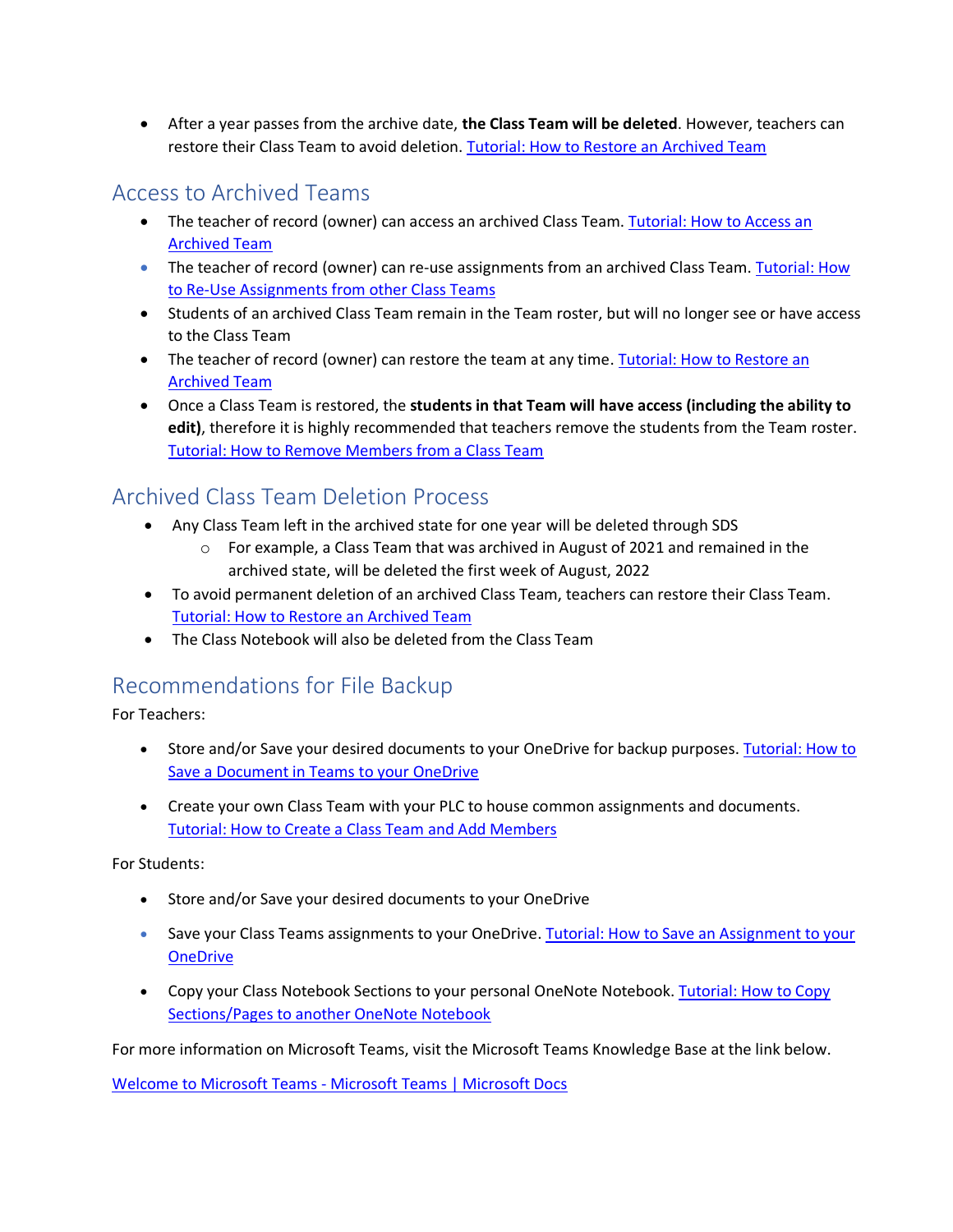- After a year passes from the archive date, **the Class Team will be deleted**. However, teachers can restore their Class Team to avoid deletion. [Tutorial: How to Restore an Archived Team]

## Access to Archived Teams

- The teacher of record (owner) can access an archived Class Team. [Tutorial: How to Access an Archived Team]
- The teacher of record (owner) can re-use assignments from an archived Class Team. [Tutorial: How to Re-Use Assignments from other Class Teams]
- Students of an archived Class Team remain in the Team roster, but will no longer see or have access to the Class Team
- The teacher of record (owner) can restore the team at any time. [Tutorial: How to Restore an Archived Team]
- Once a Class Team is restored, the **students in that Team will have access (including the ability to edit)**, therefore it is highly recommended that teachers remove the students from the Team roster. [Tutorial: How to Remove Members from a Class Team]

## Archived Class Team Deletion Process

- Any Class Team left in the archived state for one year will be deleted through SDS
  - For example, a Class Team that was archived in August of 2021 and remained in the archived state, will be deleted the first week of August, 2022
- To avoid permanent deletion of an archived Class Team, teachers can restore their Class Team. [Tutorial: How to Restore an Archived Team]
- The Class Notebook will also be deleted from the Class Team

## Recommendations for File Backup

For Teachers:

- Store and/or Save your desired documents to your OneDrive for backup purposes. [Tutorial: How to Save a Document in Teams to your OneDrive]
- Create your own Class Team with your PLC to house common assignments and documents. [Tutorial: How to Create a Class Team and Add Members]

For Students:

- Store and/or Save your desired documents to your OneDrive
- Save your Class Teams assignments to your OneDrive. [Tutorial: How to Save an Assignment to your OneDrive]
- Copy your Class Notebook Sections to your personal OneNote Notebook. [Tutorial: How to Copy Sections/Pages to another OneNote Notebook]

For more information on Microsoft Teams, visit the Microsoft Teams Knowledge Base at the link below.

[Welcome to Microsoft Teams - Microsoft Teams | Microsoft Docs]